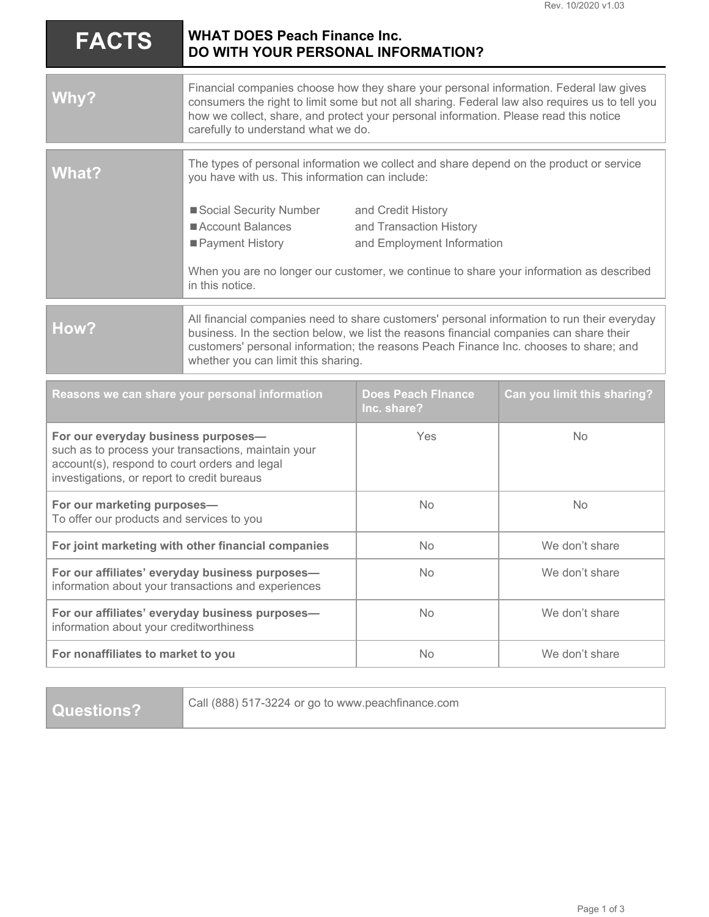# FACTS

## WHAT DOES Peach Finance Inc. DO WITH YOUR PERSONAL INFORMATION?

| | |
|---|---|
| **Why?** | Financial companies choose how they share your personal information. Federal law gives consumers the right to limit some but not all sharing. Federal law also requires us to tell you how we collect, share, and protect your personal information. Please read this notice carefully to understand what we do. |
| **What?** | The types of personal information we collect and share depend on the product or service you have with us. This information can include:<br><br>■ Social Security Number and Credit History<br>■ Account Balances and Transaction History<br>■ Payment History and Employment Information<br><br>When you are no longer our customer, we continue to share your information as described in this notice. |
| **How?** | All financial companies need to share customers' personal information to run their everyday business. In the section below, we list the reasons financial companies can share their customers' personal information; the reasons Peach Finance Inc. chooses to share; and whether you can limit this sharing. |

| Reasons we can share your personal information | Does Peach FInance Inc. share? | Can you limit this sharing? |
|---|---|---|
| **For our everyday business purposes—** such as to process your transactions, maintain your account(s), respond to court orders and legal investigations, or report to credit bureaus | Yes | No |
| **For our marketing purposes—** To offer our products and services to you | No | No |
| **For joint marketing with other financial companies** | No | We don't share |
| **For our affiliates' everyday business purposes—** information about your transactions and experiences | No | We don't share |
| **For our affiliates' everyday business purposes—** information about your creditworthiness | No | We don't share |
| **For nonaffiliates to market to you** | No | We don't share |

| | |
|---|---|
| **Questions?** | Call (888) 517-3224 or go to www.peachfinance.com |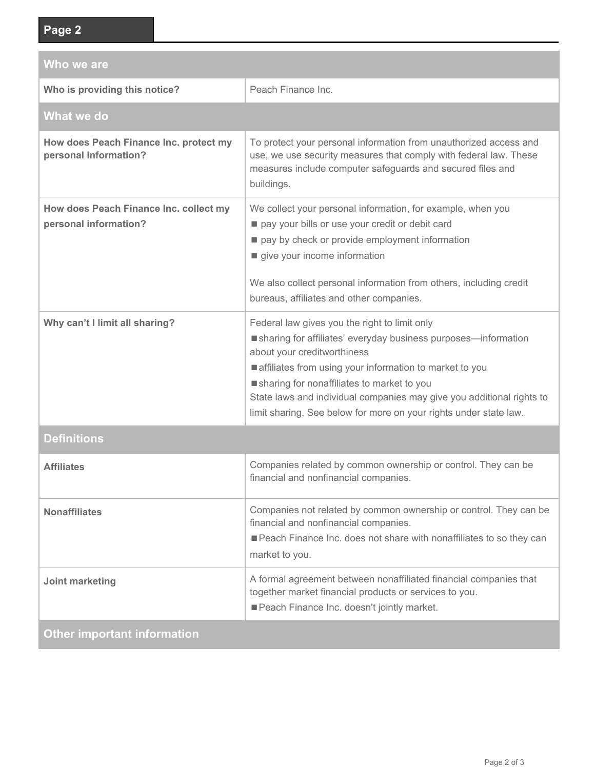## Page 2

| Who we are | |
|---|---|
| **Who is providing this notice?** | Peach Finance Inc. |
| **What we do** | |
| **How does Peach Finance Inc. protect my personal information?** | To protect your personal information from unauthorized access and use, we use security measures that comply with federal law. These measures include computer safeguards and secured files and buildings. |
| **How does Peach Finance Inc. collect my personal information?** | We collect your personal information, for example, when you<br>■ pay your bills or use your credit or debit card<br>■ pay by check or provide employment information<br>■ give your income information<br><br>We also collect personal information from others, including credit bureaus, affiliates and other companies. |
| **Why can't I limit all sharing?** | Federal law gives you the right to limit only<br>■ sharing for affiliates' everyday business purposes—information about your creditworthiness<br>■ affiliates from using your information to market to you<br>■ sharing for nonaffiliates to market to you<br>State laws and individual companies may give you additional rights to limit sharing. See below for more on your rights under state law. |
| **Definitions** | |
| **Affiliates** | Companies related by common ownership or control. They can be financial and nonfinancial companies. |
| **Nonaffiliates** | Companies not related by common ownership or control. They can be financial and nonfinancial companies.<br>■ Peach Finance Inc. does not share with nonaffiliates to so they can market to you. |
| **Joint marketing** | A formal agreement between nonaffiliated financial companies that together market financial products or services to you.<br>■ Peach Finance Inc. doesn't jointly market. |
| **Other important information** | |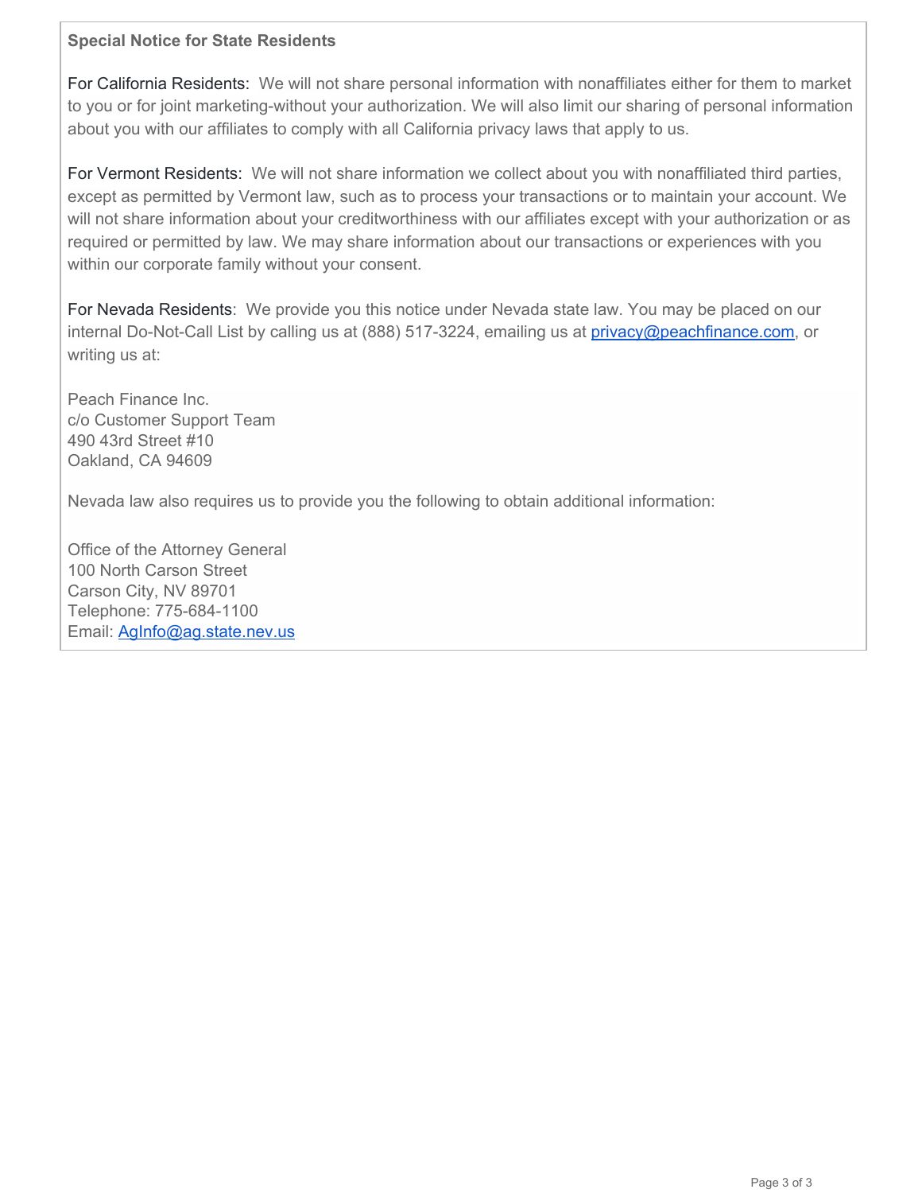**Special Notice for State Residents**

For California Residents: We will not share personal information with nonaffiliates either for them to market to you or for joint marketing-without your authorization. We will also limit our sharing of personal information about you with our affiliates to comply with all California privacy laws that apply to us.

For Vermont Residents: We will not share information we collect about you with nonaffiliated third parties, except as permitted by Vermont law, such as to process your transactions or to maintain your account. We will not share information about your creditworthiness with our affiliates except with your authorization or as required or permitted by law. We may share information about our transactions or experiences with you within our corporate family without your consent.

For Nevada Residents: We provide you this notice under Nevada state law. You may be placed on our internal Do-Not-Call List by calling us at (888) 517-3224, emailing us at privacy@peachfinance.com, or writing us at:

Peach Finance Inc.
c/o Customer Support Team
490 43rd Street #10
Oakland, CA 94609

Nevada law also requires us to provide you the following to obtain additional information:

Office of the Attorney General
100 North Carson Street
Carson City, NV 89701
Telephone: 775-684-1100
Email: AgInfo@ag.state.nev.us